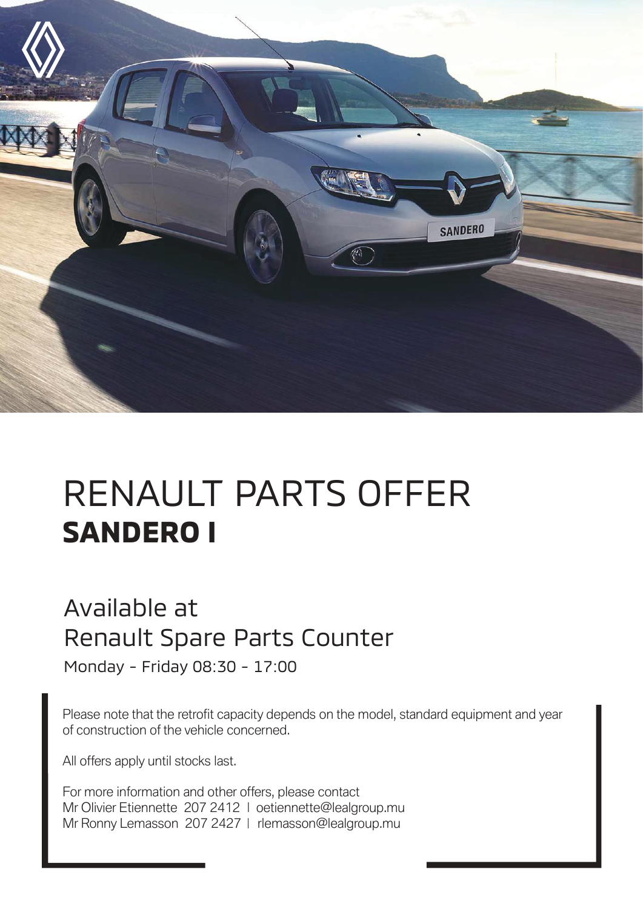# RENAULT PARTS OFFER
## SANDERO I

Available at
Renault Spare Parts Counter

Monday - Friday 08:30 - 17:00

Please note that the retrofit capacity depends on the model, standard equipment and year of construction of the vehicle concerned.

All offers apply until stocks last.

For more information and other offers, please contact
Mr Olivier Etiennette 207 2412 | oetiennette@lealgroup.mu
Mr Ronny Lemasson 207 2427 | rlemasson@lealgroup.mu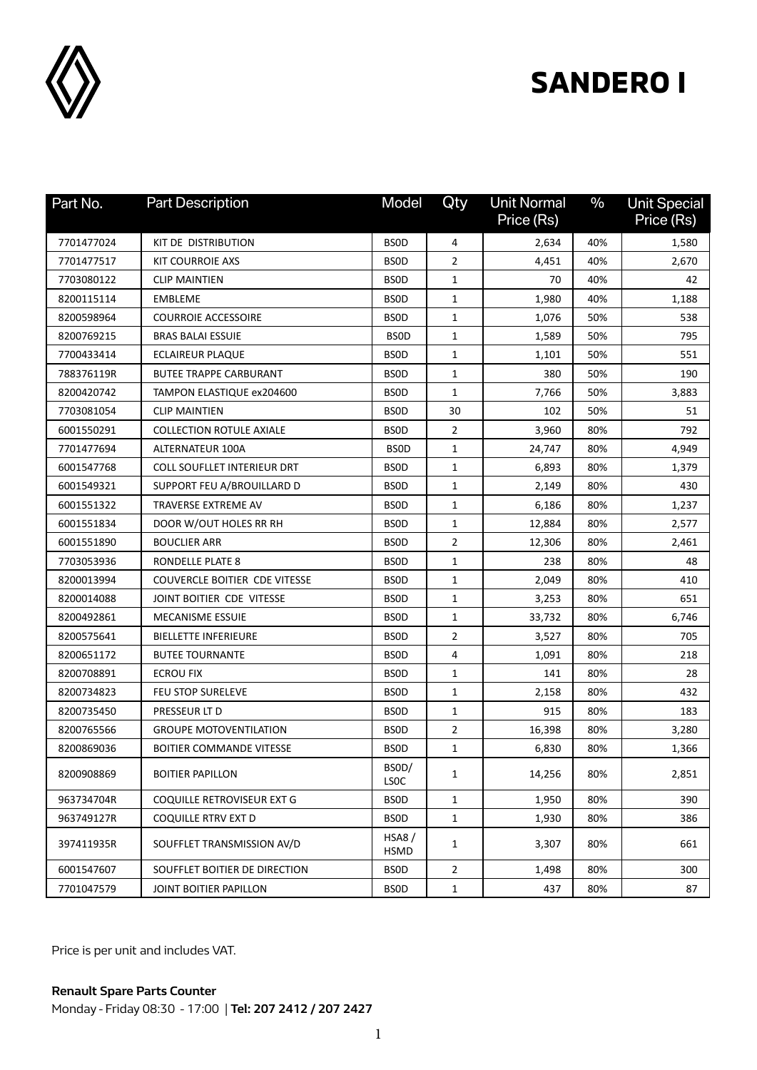# SANDERO I

| Part No. | Part Description | Model | Qty | Unit Normal Price (Rs) | % | Unit Special Price (Rs) |
|---|---|---|---|---|---|---|
| 7701477024 | KIT DE DISTRIBUTION | BS0D | 4 | 2,634 | 40% | 1,580 |
| 7701477517 | KIT COURROIE AXS | BS0D | 2 | 4,451 | 40% | 2,670 |
| 7703080122 | CLIP MAINTIEN | BS0D | 1 | 70 | 40% | 42 |
| 8200115114 | EMBLEME | BS0D | 1 | 1,980 | 40% | 1,188 |
| 8200598964 | COURROIE ACCESSOIRE | BS0D | 1 | 1,076 | 50% | 538 |
| 8200769215 | BRAS BALAI ESSUIE | BS0D | 1 | 1,589 | 50% | 795 |
| 7700433414 | ECLAIREUR PLAQUE | BS0D | 1 | 1,101 | 50% | 551 |
| 788376119R | BUTEE TRAPPE CARBURANT | BS0D | 1 | 380 | 50% | 190 |
| 8200420742 | TAMPON ELASTIQUE ex204600 | BS0D | 1 | 7,766 | 50% | 3,883 |
| 7703081054 | CLIP MAINTIEN | BS0D | 30 | 102 | 50% | 51 |
| 6001550291 | COLLECTION ROTULE AXIALE | BS0D | 2 | 3,960 | 80% | 792 |
| 7701477694 | ALTERNATEUR 100A | BS0D | 1 | 24,747 | 80% | 4,949 |
| 6001547768 | COLL SOUFLLET INTERIEUR DRT | BS0D | 1 | 6,893 | 80% | 1,379 |
| 6001549321 | SUPPORT FEU A/BROUILLARD D | BS0D | 1 | 2,149 | 80% | 430 |
| 6001551322 | TRAVERSE EXTREME AV | BS0D | 1 | 6,186 | 80% | 1,237 |
| 6001551834 | DOOR W/OUT HOLES RR RH | BS0D | 1 | 12,884 | 80% | 2,577 |
| 6001551890 | BOUCLIER ARR | BS0D | 2 | 12,306 | 80% | 2,461 |
| 7703053936 | RONDELLE PLATE 8 | BS0D | 1 | 238 | 80% | 48 |
| 8200013994 | COUVERCLE BOITIER CDE VITESSE | BS0D | 1 | 2,049 | 80% | 410 |
| 8200014088 | JOINT BOITIER CDE VITESSE | BS0D | 1 | 3,253 | 80% | 651 |
| 8200492861 | MECANISME ESSUIE | BS0D | 1 | 33,732 | 80% | 6,746 |
| 8200575641 | BIELLETTE INFERIEURE | BS0D | 2 | 3,527 | 80% | 705 |
| 8200651172 | BUTEE TOURNANTE | BS0D | 4 | 1,091 | 80% | 218 |
| 8200708891 | ECROU FIX | BS0D | 1 | 141 | 80% | 28 |
| 8200734823 | FEU STOP SURELEVE | BS0D | 1 | 2,158 | 80% | 432 |
| 8200735450 | PRESSEUR LT D | BS0D | 1 | 915 | 80% | 183 |
| 8200765566 | GROUPE MOTOVENTILATION | BS0D | 2 | 16,398 | 80% | 3,280 |
| 8200869036 | BOITIER COMMANDE VITESSE | BS0D | 1 | 6,830 | 80% | 1,366 |
| 8200908869 | BOITIER PAPILLON | BS0D/ LS0C | 1 | 14,256 | 80% | 2,851 |
| 963734704R | COQUILLE RETROVISEUR EXT G | BS0D | 1 | 1,950 | 80% | 390 |
| 963749127R | COQUILLE RTRV EXT D | BS0D | 1 | 1,930 | 80% | 386 |
| 397411935R | SOUFFLET TRANSMISSION AV/D | HSA8 / HSMD | 1 | 3,307 | 80% | 661 |
| 6001547607 | SOUFFLET BOITIER DE DIRECTION | BS0D | 2 | 1,498 | 80% | 300 |
| 7701047579 | JOINT BOITIER PAPILLON | BS0D | 1 | 437 | 80% | 87 |

Price is per unit and includes VAT.

**Renault Spare Parts Counter**
Monday - Friday 08:30 - 17:00 | **Tel: 207 2412 / 207 2427**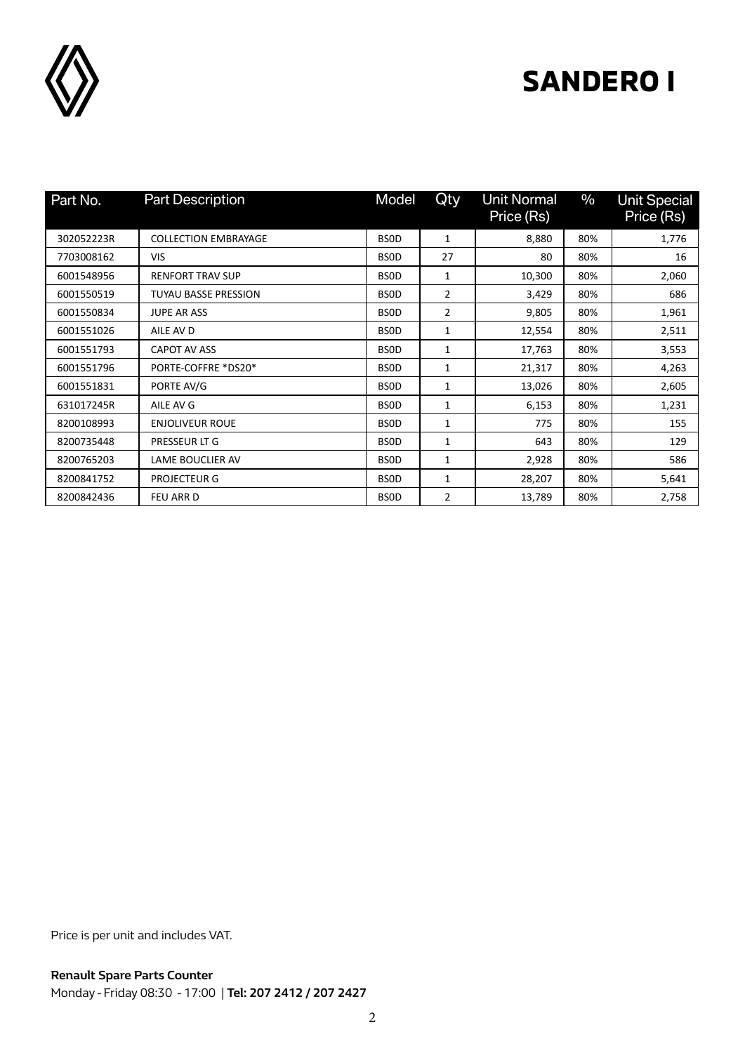# SANDERO I

| Part No. | Part Description | Model | Qty | Unit Normal Price (Rs) | % | Unit Special Price (Rs) |
|---|---|---|---|---|---|---|
| 302052223R | COLLECTION EMBRAYAGE | BS0D | 1 | 8,880 | 80% | 1,776 |
| 7703008162 | VIS | BS0D | 27 | 80 | 80% | 16 |
| 6001548956 | RENFORT TRAV SUP | BS0D | 1 | 10,300 | 80% | 2,060 |
| 6001550519 | TUYAU BASSE PRESSION | BS0D | 2 | 3,429 | 80% | 686 |
| 6001550834 | JUPE AR ASS | BS0D | 2 | 9,805 | 80% | 1,961 |
| 6001551026 | AILE AV D | BS0D | 1 | 12,554 | 80% | 2,511 |
| 6001551793 | CAPOT AV ASS | BS0D | 1 | 17,763 | 80% | 3,553 |
| 6001551796 | PORTE-COFFRE *DS20* | BS0D | 1 | 21,317 | 80% | 4,263 |
| 6001551831 | PORTE AV/G | BS0D | 1 | 13,026 | 80% | 2,605 |
| 631017245R | AILE AV G | BS0D | 1 | 6,153 | 80% | 1,231 |
| 8200108993 | ENJOLIVEUR ROUE | BS0D | 1 | 775 | 80% | 155 |
| 8200735448 | PRESSEUR LT G | BS0D | 1 | 643 | 80% | 129 |
| 8200765203 | LAME BOUCLIER AV | BS0D | 1 | 2,928 | 80% | 586 |
| 8200841752 | PROJECTEUR G | BS0D | 1 | 28,207 | 80% | 5,641 |
| 8200842436 | FEU ARR D | BS0D | 2 | 13,789 | 80% | 2,758 |

Price is per unit and includes VAT.

**Renault Spare Parts Counter**
Monday - Friday 08:30 - 17:00 | **Tel: 207 2412 / 207 2427**